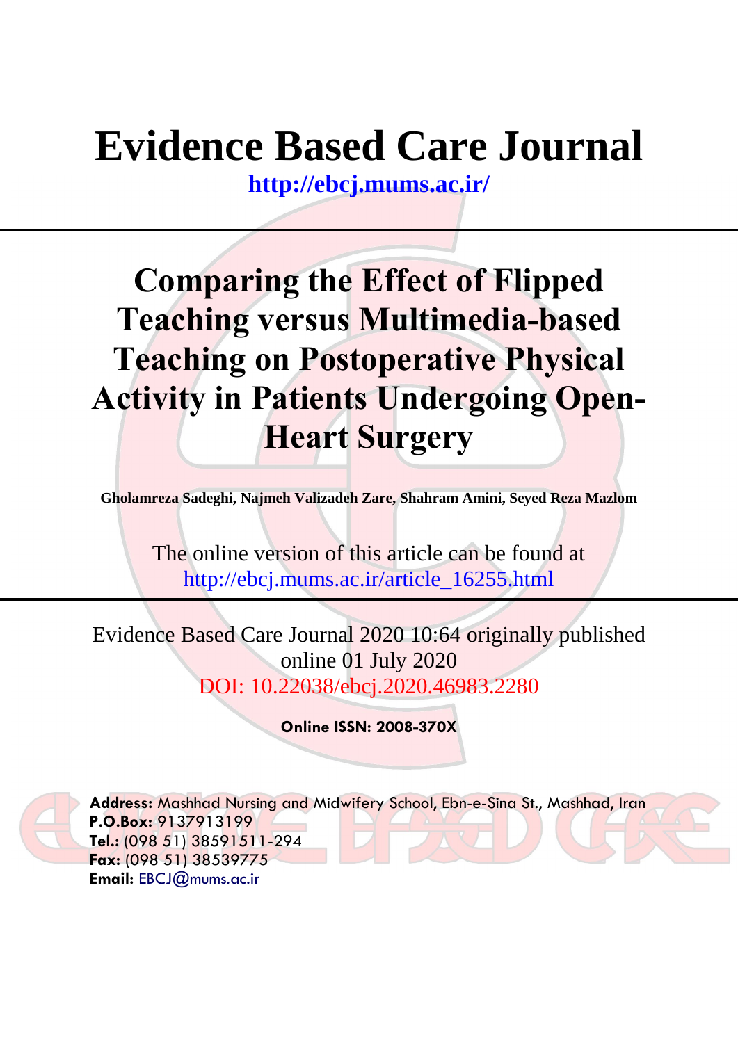# Evidence Based Care Journal

http://ebcj.mums.ac.ir/

## Comparing the Effect of Flipped Teaching versus Multimedia-based Teaching on Postoperative Physical Activity in Patients Undergoing Open-Heart Surgery

**Gholamreza Sadeghi, Najmeh Valizadeh Zare, Shahram Amini, Seyed Reza Mazlom**

The online version of this article can be found at
http://ebcj.mums.ac.ir/article_16255.html

Evidence Based Care Journal 2020 10:64 originally published online 01 July 2020
DOI: 10.22038/ebcj.2020.46983.2280

**Online ISSN: 2008-370X**

**Address:** Mashhad Nursing and Midwifery School, Ebn-e-Sina St., Mashhad, Iran
**P.O.Box:** 9137913199
**Tel.:** (098 51) 38591511-294
**Fax:** (098 51) 38539775
**Email:** EBCJ@mums.ac.ir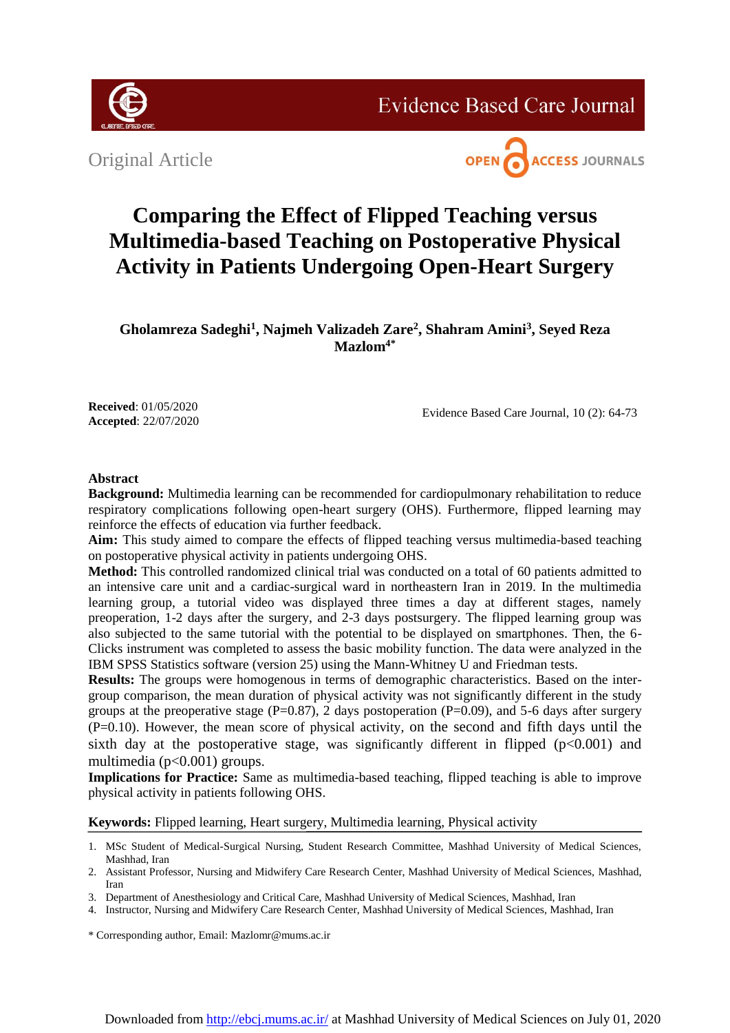Original Article

# Comparing the Effect of Flipped Teaching versus Multimedia-based Teaching on Postoperative Physical Activity in Patients Undergoing Open-Heart Surgery

**Gholamreza Sadeghi[1], Najmeh Valizadeh Zare[2], Shahram Amini[3], Seyed Reza Mazlom[4*]**

**Received**: 01/05/2020
**Accepted**: 22/07/2020

Evidence Based Care Journal, 10 (2): 64-73

## Abstract

**Background:** Multimedia learning can be recommended for cardiopulmonary rehabilitation to reduce respiratory complications following open-heart surgery (OHS). Furthermore, flipped learning may reinforce the effects of education via further feedback.

**Aim:** This study aimed to compare the effects of flipped teaching versus multimedia-based teaching on postoperative physical activity in patients undergoing OHS.

**Method:** This controlled randomized clinical trial was conducted on a total of 60 patients admitted to an intensive care unit and a cardiac-surgical ward in northeastern Iran in 2019. In the multimedia learning group, a tutorial video was displayed three times a day at different stages, namely preoperation, 1-2 days after the surgery, and 2-3 days postsurgery. The flipped learning group was also subjected to the same tutorial with the potential to be displayed on smartphones. Then, the 6-Clicks instrument was completed to assess the basic mobility function. The data were analyzed in the IBM SPSS Statistics software (version 25) using the Mann-Whitney U and Friedman tests.

**Results:** The groups were homogenous in terms of demographic characteristics. Based on the inter-group comparison, the mean duration of physical activity was not significantly different in the study groups at the preoperative stage (P=0.87), 2 days postoperation (P=0.09), and 5-6 days after surgery (P=0.10). However, the mean score of physical activity, on the second and fifth days until the sixth day at the postoperative stage, was significantly different in flipped ($p<0.001$) and multimedia ($p<0.001$) groups.

**Implications for Practice:** Same as multimedia-based teaching, flipped teaching is able to improve physical activity in patients following OHS.

**Keywords:** Flipped learning, Heart surgery, Multimedia learning, Physical activity

1. MSc Student of Medical-Surgical Nursing, Student Research Committee, Mashhad University of Medical Sciences, Mashhad, Iran
2. Assistant Professor, Nursing and Midwifery Care Research Center, Mashhad University of Medical Sciences, Mashhad, Iran
3. Department of Anesthesiology and Critical Care, Mashhad University of Medical Sciences, Mashhad, Iran
4. Instructor, Nursing and Midwifery Care Research Center, Mashhad University of Medical Sciences, Mashhad, Iran

\* Corresponding author, Email: Mazlomr@mums.ac.ir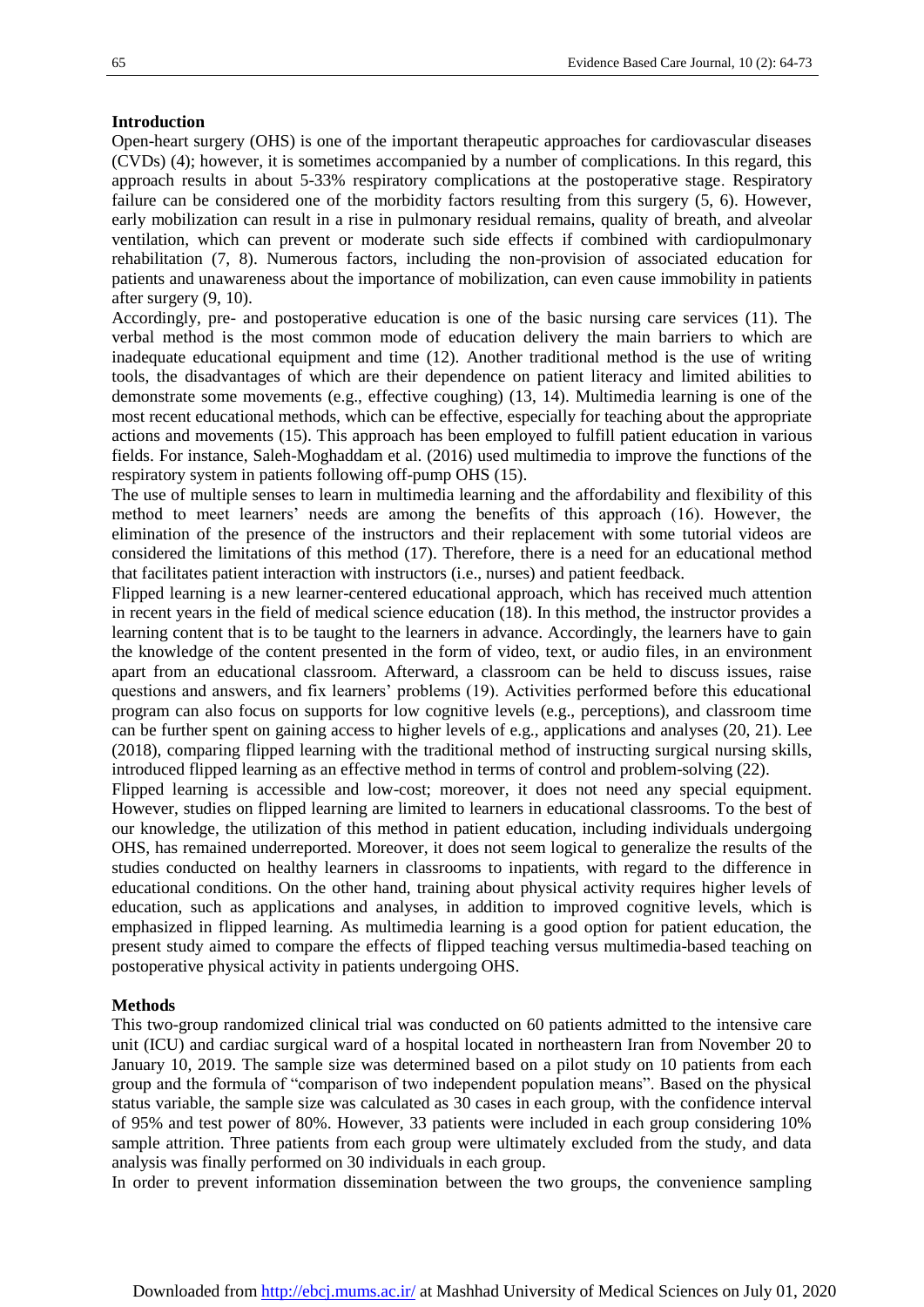## Introduction

Open-heart surgery (OHS) is one of the important therapeutic approaches for cardiovascular diseases (CVDs) (4); however, it is sometimes accompanied by a number of complications. In this regard, this approach results in about 5-33% respiratory complications at the postoperative stage. Respiratory failure can be considered one of the morbidity factors resulting from this surgery (5, 6). However, early mobilization can result in a rise in pulmonary residual remains, quality of breath, and alveolar ventilation, which can prevent or moderate such side effects if combined with cardiopulmonary rehabilitation (7, 8). Numerous factors, including the non-provision of associated education for patients and unawareness about the importance of mobilization, can even cause immobility in patients after surgery (9, 10).

Accordingly, pre- and postoperative education is one of the basic nursing care services (11). The verbal method is the most common mode of education delivery the main barriers to which are inadequate educational equipment and time (12). Another traditional method is the use of writing tools, the disadvantages of which are their dependence on patient literacy and limited abilities to demonstrate some movements (e.g., effective coughing) (13, 14). Multimedia learning is one of the most recent educational methods, which can be effective, especially for teaching about the appropriate actions and movements (15). This approach has been employed to fulfill patient education in various fields. For instance, Saleh-Moghaddam et al. (2016) used multimedia to improve the functions of the respiratory system in patients following off-pump OHS (15).

The use of multiple senses to learn in multimedia learning and the affordability and flexibility of this method to meet learners' needs are among the benefits of this approach (16). However, the elimination of the presence of the instructors and their replacement with some tutorial videos are considered the limitations of this method (17). Therefore, there is a need for an educational method that facilitates patient interaction with instructors (i.e., nurses) and patient feedback.

Flipped learning is a new learner-centered educational approach, which has received much attention in recent years in the field of medical science education (18). In this method, the instructor provides a learning content that is to be taught to the learners in advance. Accordingly, the learners have to gain the knowledge of the content presented in the form of video, text, or audio files, in an environment apart from an educational classroom. Afterward, a classroom can be held to discuss issues, raise questions and answers, and fix learners' problems (19). Activities performed before this educational program can also focus on supports for low cognitive levels (e.g., perceptions), and classroom time can be further spent on gaining access to higher levels of e.g., applications and analyses (20, 21). Lee (2018), comparing flipped learning with the traditional method of instructing surgical nursing skills, introduced flipped learning as an effective method in terms of control and problem-solving (22).

Flipped learning is accessible and low-cost; moreover, it does not need any special equipment. However, studies on flipped learning are limited to learners in educational classrooms. To the best of our knowledge, the utilization of this method in patient education, including individuals undergoing OHS, has remained underreported. Moreover, it does not seem logical to generalize the results of the studies conducted on healthy learners in classrooms to inpatients, with regard to the difference in educational conditions. On the other hand, training about physical activity requires higher levels of education, such as applications and analyses, in addition to improved cognitive levels, which is emphasized in flipped learning. As multimedia learning is a good option for patient education, the present study aimed to compare the effects of flipped teaching versus multimedia-based teaching on postoperative physical activity in patients undergoing OHS.

## Methods

This two-group randomized clinical trial was conducted on 60 patients admitted to the intensive care unit (ICU) and cardiac surgical ward of a hospital located in northeastern Iran from November 20 to January 10, 2019. The sample size was determined based on a pilot study on 10 patients from each group and the formula of "comparison of two independent population means". Based on the physical status variable, the sample size was calculated as 30 cases in each group, with the confidence interval of 95% and test power of 80%. However, 33 patients were included in each group considering 10% sample attrition. Three patients from each group were ultimately excluded from the study, and data analysis was finally performed on 30 individuals in each group.

In order to prevent information dissemination between the two groups, the convenience sampling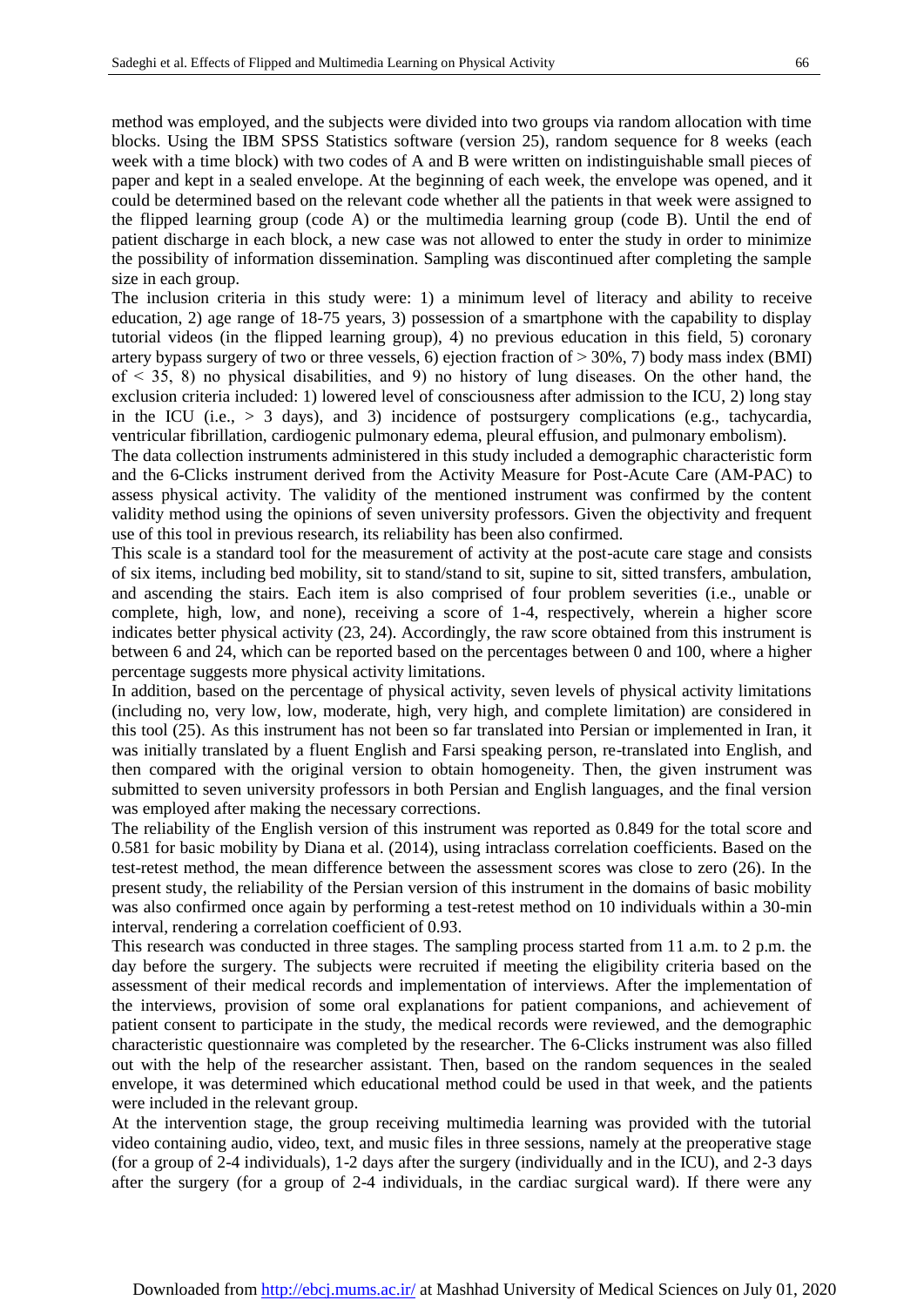method was employed, and the subjects were divided into two groups via random allocation with time blocks. Using the IBM SPSS Statistics software (version 25), random sequence for 8 weeks (each week with a time block) with two codes of A and B were written on indistinguishable small pieces of paper and kept in a sealed envelope. At the beginning of each week, the envelope was opened, and it could be determined based on the relevant code whether all the patients in that week were assigned to the flipped learning group (code A) or the multimedia learning group (code B). Until the end of patient discharge in each block, a new case was not allowed to enter the study in order to minimize the possibility of information dissemination. Sampling was discontinued after completing the sample size in each group.

The inclusion criteria in this study were: 1) a minimum level of literacy and ability to receive education, 2) age range of 18-75 years, 3) possession of a smartphone with the capability to display tutorial videos (in the flipped learning group), 4) no previous education in this field, 5) coronary artery bypass surgery of two or three vessels, 6) ejection fraction of > 30%, 7) body mass index (BMI) of < 35, 8) no physical disabilities, and 9) no history of lung diseases. On the other hand, the exclusion criteria included: 1) lowered level of consciousness after admission to the ICU, 2) long stay in the ICU (i.e., > 3 days), and 3) incidence of postsurgery complications (e.g., tachycardia, ventricular fibrillation, cardiogenic pulmonary edema, pleural effusion, and pulmonary embolism).

The data collection instruments administered in this study included a demographic characteristic form and the 6-Clicks instrument derived from the Activity Measure for Post-Acute Care (AM-PAC) to assess physical activity. The validity of the mentioned instrument was confirmed by the content validity method using the opinions of seven university professors. Given the objectivity and frequent use of this tool in previous research, its reliability has been also confirmed.

This scale is a standard tool for the measurement of activity at the post-acute care stage and consists of six items, including bed mobility, sit to stand/stand to sit, supine to sit, sitted transfers, ambulation, and ascending the stairs. Each item is also comprised of four problem severities (i.e., unable or complete, high, low, and none), receiving a score of 1-4, respectively, wherein a higher score indicates better physical activity (23, 24). Accordingly, the raw score obtained from this instrument is between 6 and 24, which can be reported based on the percentages between 0 and 100, where a higher percentage suggests more physical activity limitations.

In addition, based on the percentage of physical activity, seven levels of physical activity limitations (including no, very low, low, moderate, high, very high, and complete limitation) are considered in this tool (25). As this instrument has not been so far translated into Persian or implemented in Iran, it was initially translated by a fluent English and Farsi speaking person, re-translated into English, and then compared with the original version to obtain homogeneity. Then, the given instrument was submitted to seven university professors in both Persian and English languages, and the final version was employed after making the necessary corrections.

The reliability of the English version of this instrument was reported as 0.849 for the total score and 0.581 for basic mobility by Diana et al. (2014), using intraclass correlation coefficients. Based on the test-retest method, the mean difference between the assessment scores was close to zero (26). In the present study, the reliability of the Persian version of this instrument in the domains of basic mobility was also confirmed once again by performing a test-retest method on 10 individuals within a 30-min interval, rendering a correlation coefficient of 0.93.

This research was conducted in three stages. The sampling process started from 11 a.m. to 2 p.m. the day before the surgery. The subjects were recruited if meeting the eligibility criteria based on the assessment of their medical records and implementation of interviews. After the implementation of the interviews, provision of some oral explanations for patient companions, and achievement of patient consent to participate in the study, the medical records were reviewed, and the demographic characteristic questionnaire was completed by the researcher. The 6-Clicks instrument was also filled out with the help of the researcher assistant. Then, based on the random sequences in the sealed envelope, it was determined which educational method could be used in that week, and the patients were included in the relevant group.

At the intervention stage, the group receiving multimedia learning was provided with the tutorial video containing audio, video, text, and music files in three sessions, namely at the preoperative stage (for a group of 2-4 individuals), 1-2 days after the surgery (individually and in the ICU), and 2-3 days after the surgery (for a group of 2-4 individuals, in the cardiac surgical ward). If there were any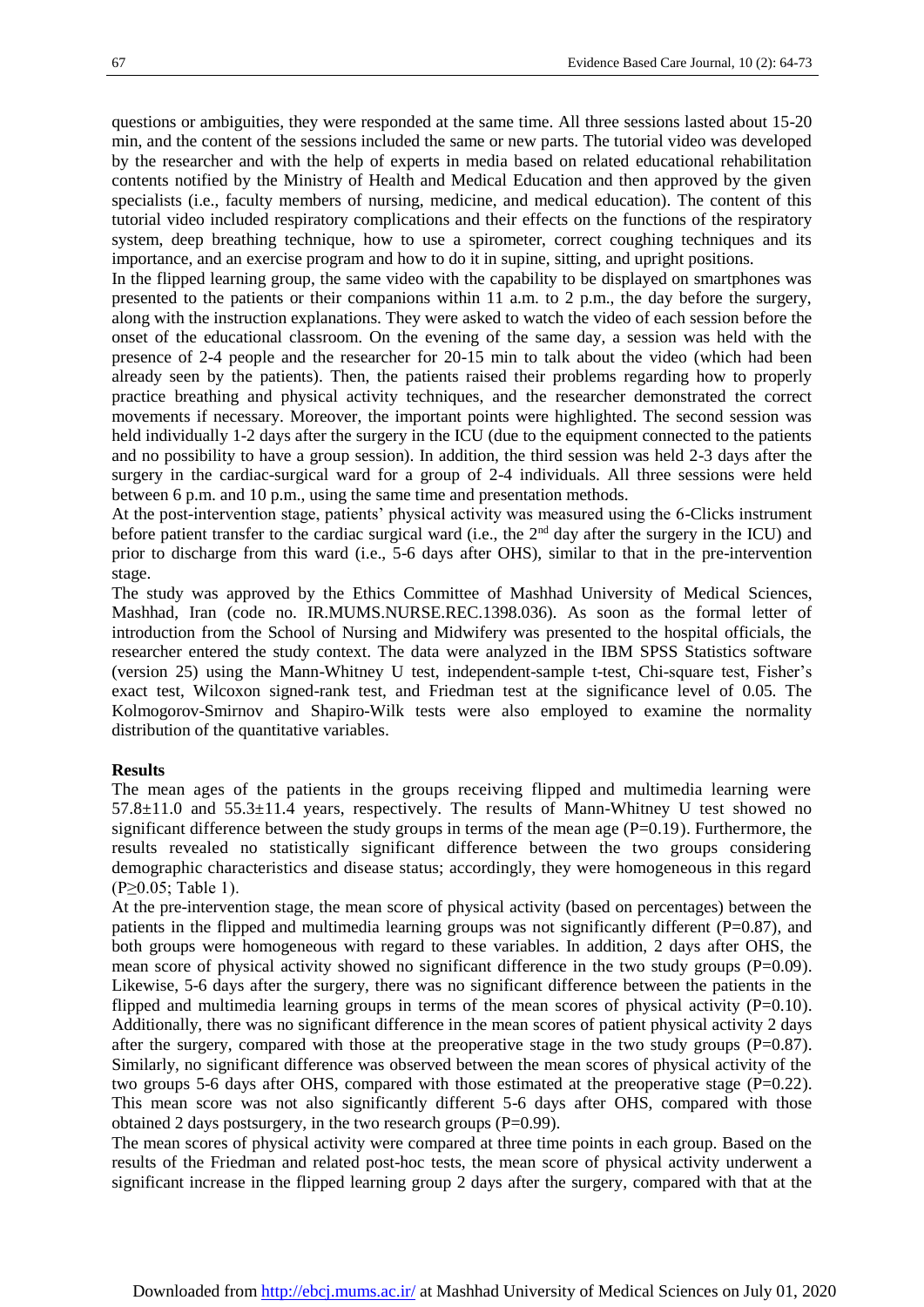questions or ambiguities, they were responded at the same time. All three sessions lasted about 15-20 min, and the content of the sessions included the same or new parts. The tutorial video was developed by the researcher and with the help of experts in media based on related educational rehabilitation contents notified by the Ministry of Health and Medical Education and then approved by the given specialists (i.e., faculty members of nursing, medicine, and medical education). The content of this tutorial video included respiratory complications and their effects on the functions of the respiratory system, deep breathing technique, how to use a spirometer, correct coughing techniques and its importance, and an exercise program and how to do it in supine, sitting, and upright positions.

In the flipped learning group, the same video with the capability to be displayed on smartphones was presented to the patients or their companions within 11 a.m. to 2 p.m., the day before the surgery, along with the instruction explanations. They were asked to watch the video of each session before the onset of the educational classroom. On the evening of the same day, a session was held with the presence of 2-4 people and the researcher for 20-15 min to talk about the video (which had been already seen by the patients). Then, the patients raised their problems regarding how to properly practice breathing and physical activity techniques, and the researcher demonstrated the correct movements if necessary. Moreover, the important points were highlighted. The second session was held individually 1-2 days after the surgery in the ICU (due to the equipment connected to the patients and no possibility to have a group session). In addition, the third session was held 2-3 days after the surgery in the cardiac-surgical ward for a group of 2-4 individuals. All three sessions were held between 6 p.m. and 10 p.m., using the same time and presentation methods.

At the post-intervention stage, patients' physical activity was measured using the 6-Clicks instrument before patient transfer to the cardiac surgical ward (i.e., the 2nd day after the surgery in the ICU) and prior to discharge from this ward (i.e., 5-6 days after OHS), similar to that in the pre-intervention stage.

The study was approved by the Ethics Committee of Mashhad University of Medical Sciences, Mashhad, Iran (code no. IR.MUMS.NURSE.REC.1398.036). As soon as the formal letter of introduction from the School of Nursing and Midwifery was presented to the hospital officials, the researcher entered the study context. The data were analyzed in the IBM SPSS Statistics software (version 25) using the Mann-Whitney U test, independent-sample t-test, Chi-square test, Fisher's exact test, Wilcoxon signed-rank test, and Friedman test at the significance level of 0.05. The Kolmogorov-Smirnov and Shapiro-Wilk tests were also employed to examine the normality distribution of the quantitative variables.

**Results**

The mean ages of the patients in the groups receiving flipped and multimedia learning were 57.8±11.0 and 55.3±11.4 years, respectively. The results of Mann-Whitney U test showed no significant difference between the study groups in terms of the mean age (P=0.19). Furthermore, the results revealed no statistically significant difference between the two groups considering demographic characteristics and disease status; accordingly, they were homogeneous in this regard (P≥0.05; Table 1).

At the pre-intervention stage, the mean score of physical activity (based on percentages) between the patients in the flipped and multimedia learning groups was not significantly different (P=0.87), and both groups were homogeneous with regard to these variables. In addition, 2 days after OHS, the mean score of physical activity showed no significant difference in the two study groups (P=0.09). Likewise, 5-6 days after the surgery, there was no significant difference between the patients in the flipped and multimedia learning groups in terms of the mean scores of physical activity (P=0.10). Additionally, there was no significant difference in the mean scores of patient physical activity 2 days after the surgery, compared with those at the preoperative stage in the two study groups (P=0.87). Similarly, no significant difference was observed between the mean scores of physical activity of the two groups 5-6 days after OHS, compared with those estimated at the preoperative stage (P=0.22). This mean score was not also significantly different 5-6 days after OHS, compared with those obtained 2 days postsurgery, in the two research groups (P=0.99).

The mean scores of physical activity were compared at three time points in each group. Based on the results of the Friedman and related post-hoc tests, the mean score of physical activity underwent a significant increase in the flipped learning group 2 days after the surgery, compared with that at the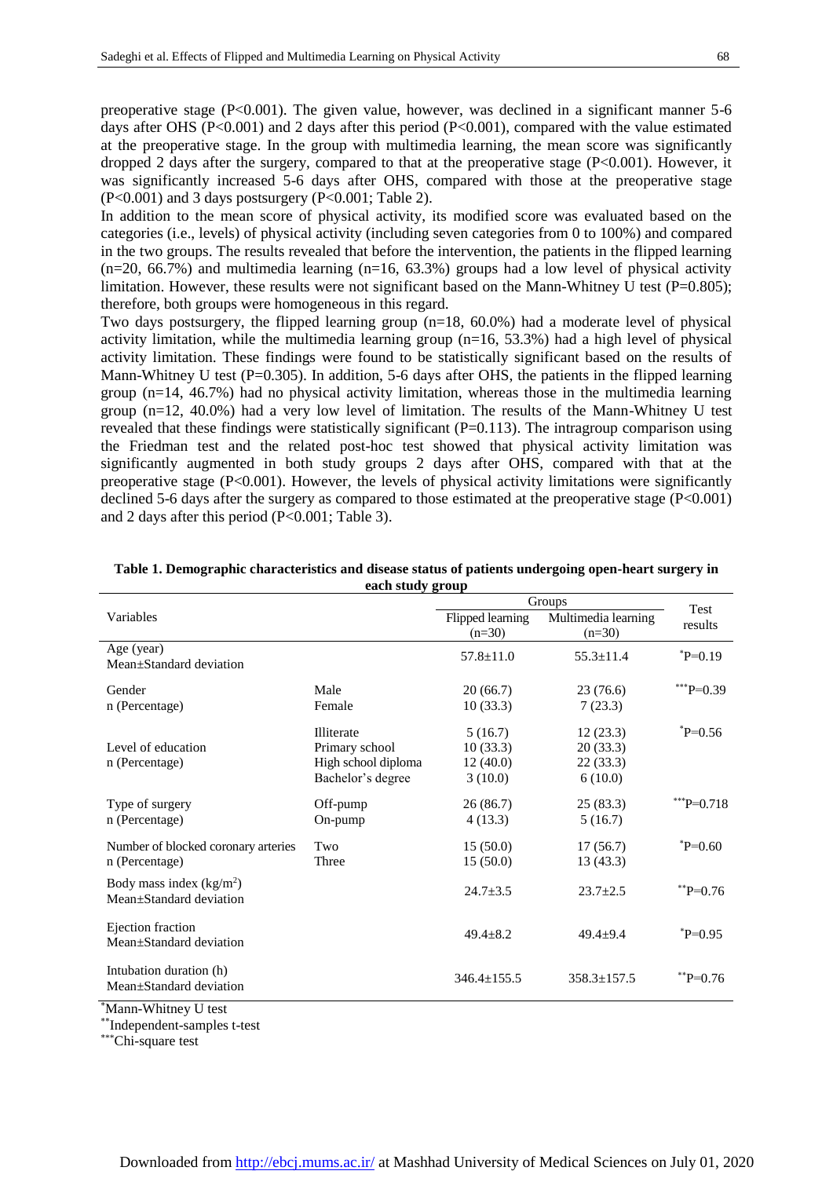preoperative stage (P<0.001). The given value, however, was declined in a significant manner 5-6 days after OHS (P<0.001) and 2 days after this period (P<0.001), compared with the value estimated at the preoperative stage. In the group with multimedia learning, the mean score was significantly dropped 2 days after the surgery, compared to that at the preoperative stage (P<0.001). However, it was significantly increased 5-6 days after OHS, compared with those at the preoperative stage (P<0.001) and 3 days postsurgery (P<0.001; Table 2).

In addition to the mean score of physical activity, its modified score was evaluated based on the categories (i.e., levels) of physical activity (including seven categories from 0 to 100%) and compared in the two groups. The results revealed that before the intervention, the patients in the flipped learning (n=20, 66.7%) and multimedia learning (n=16, 63.3%) groups had a low level of physical activity limitation. However, these results were not significant based on the Mann-Whitney U test (P=0.805); therefore, both groups were homogeneous in this regard.

Two days postsurgery, the flipped learning group (n=18, 60.0%) had a moderate level of physical activity limitation, while the multimedia learning group (n=16, 53.3%) had a high level of physical activity limitation. These findings were found to be statistically significant based on the results of Mann-Whitney U test (P=0.305). In addition, 5-6 days after OHS, the patients in the flipped learning group (n=14, 46.7%) had no physical activity limitation, whereas those in the multimedia learning group (n=12, 40.0%) had a very low level of limitation. The results of the Mann-Whitney U test revealed that these findings were statistically significant (P=0.113). The intragroup comparison using the Friedman test and the related post-hoc test showed that physical activity limitation was significantly augmented in both study groups 2 days after OHS, compared with that at the preoperative stage (P<0.001). However, the levels of physical activity limitations were significantly declined 5-6 days after the surgery as compared to those estimated at the preoperative stage (P<0.001) and 2 days after this period (P<0.001; Table 3).

**Table 1. Demographic characteristics and disease status of patients undergoing open-heart surgery in each study group**

| Variables | | Groups | | Test results |
|---|---|---|---|---|
| | | Flipped learning (n=30) | Multimedia learning (n=30) | |
| Age (year)<br>Mean±Standard deviation | | 57.8±11.0 | 55.3±11.4 | *P=0.19 |
| Gender<br>n (Percentage) | Male<br>Female | 20 (66.7)<br>10 (33.3) | 23 (76.6)<br>7 (23.3) | ***P=0.39 |
| Level of education<br>n (Percentage) | Illiterate<br>Primary school<br>High school diploma<br>Bachelor's degree | 5 (16.7)<br>10 (33.3)<br>12 (40.0)<br>3 (10.0) | 12 (23.3)<br>20 (33.3)<br>22 (33.3)<br>6 (10.0) | *P=0.56 |
| Type of surgery<br>n (Percentage) | Off-pump<br>On-pump | 26 (86.7)<br>4 (13.3) | 25 (83.3)<br>5 (16.7) | ***P=0.718 |
| Number of blocked coronary arteries<br>n (Percentage) | Two<br>Three | 15 (50.0)<br>15 (50.0) | 17 (56.7)<br>13 (43.3) | *P=0.60 |
| Body mass index (kg/m$^2$)<br>Mean±Standard deviation | | 24.7±3.5 | 23.7±2.5 | **P=0.76 |
| Ejection fraction<br>Mean±Standard deviation | | 49.4±8.2 | 49.4±9.4 | *P=0.95 |
| Intubation duration (h)<br>Mean±Standard deviation | | 346.4±155.5 | 358.3±157.5 | **P=0.76 |

*Mann-Whitney U test
**Independent-samples t-test
***Chi-square test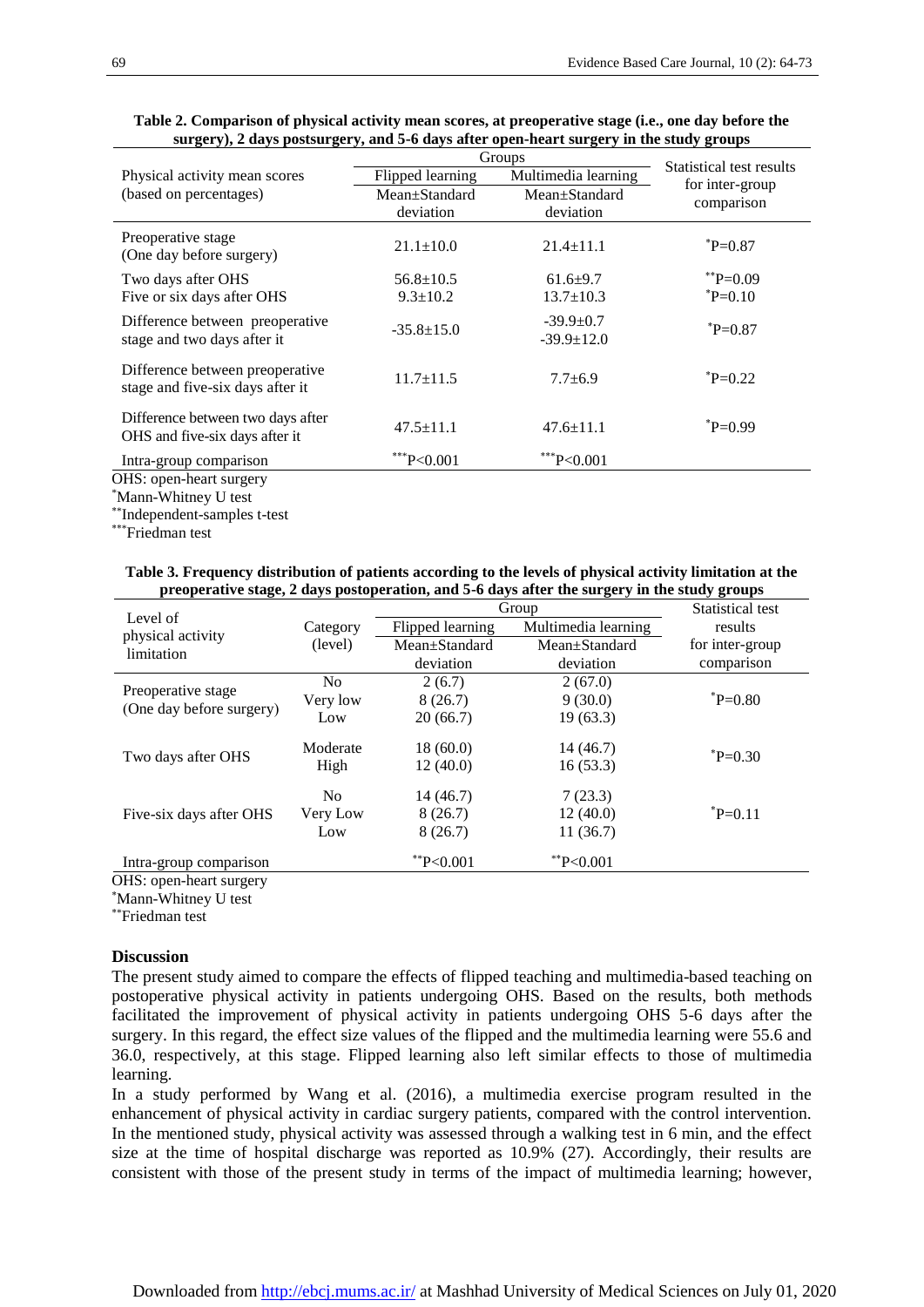**Table 2. Comparison of physical activity mean scores, at preoperative stage (i.e., one day before the surgery), 2 days postsurgery, and 5-6 days after open-heart surgery in the study groups**

| Physical activity mean scores (based on percentages) | Groups | | Statistical test results for inter-group comparison |
|---|---|---|---|
| | Flipped learning | Multimedia learning | |
| | Mean±Standard deviation | Mean±Standard deviation | |
| Preoperative stage (One day before surgery) | 21.1±10.0 | 21.4±11.1 | *P=0.87 |
| Two days after OHS | 56.8±10.5 | 61.6±9.7 | **P=0.09 |
| Five or six days after OHS | 9.3±10.2 | 13.7±10.3 | *P=0.10 |
| Difference between preoperative stage and two days after it | -35.8±15.0 | -39.9±0.7<br>-39.9±12.0 | *P=0.87 |
| Difference between preoperative stage and five-six days after it | 11.7±11.5 | 7.7±6.9 | *P=0.22 |
| Difference between two days after OHS and five-six days after it | 47.5±11.1 | 47.6±11.1 | *P=0.99 |
| Intra-group comparison | ***P<0.001 | ***P<0.001 | |

OHS: open-heart surgery
*Mann-Whitney U test
**Independent-samples t-test
***Friedman test

**Table 3. Frequency distribution of patients according to the levels of physical activity limitation at the preoperative stage, 2 days postoperation, and 5-6 days after the surgery in the study groups**

| Level of physical activity limitation | Category (level) | Group | | Statistical test results for inter-group comparison |
|---|---|---|---|---|
| | | Flipped learning | Multimedia learning | |
| | | Mean±Standard deviation | Mean±Standard deviation | |
| Preoperative stage (One day before surgery) | No | 2 (6.7) | 2 (67.0) | *P=0.80 |
| | Very low | 8 (26.7) | 9 (30.0) | |
| | Low | 20 (66.7) | 19 (63.3) | |
| Two days after OHS | Moderate | 18 (60.0) | 14 (46.7) | *P=0.30 |
| | High | 12 (40.0) | 16 (53.3) | |
| Five-six days after OHS | No | 14 (46.7) | 7 (23.3) | *P=0.11 |
| | Very Low | 8 (26.7) | 12 (40.0) | |
| | Low | 8 (26.7) | 11 (36.7) | |
| Intra-group comparison | | **P<0.001 | **P<0.001 | |

OHS: open-heart surgery
*Mann-Whitney U test
**Friedman test

## Discussion

The present study aimed to compare the effects of flipped teaching and multimedia-based teaching on postoperative physical activity in patients undergoing OHS. Based on the results, both methods facilitated the improvement of physical activity in patients undergoing OHS 5-6 days after the surgery. In this regard, the effect size values of the flipped and the multimedia learning were 55.6 and 36.0, respectively, at this stage. Flipped learning also left similar effects to those of multimedia learning.

In a study performed by Wang et al. (2016), a multimedia exercise program resulted in the enhancement of physical activity in cardiac surgery patients, compared with the control intervention. In the mentioned study, physical activity was assessed through a walking test in 6 min, and the effect size at the time of hospital discharge was reported as 10.9% (27). Accordingly, their results are consistent with those of the present study in terms of the impact of multimedia learning; however,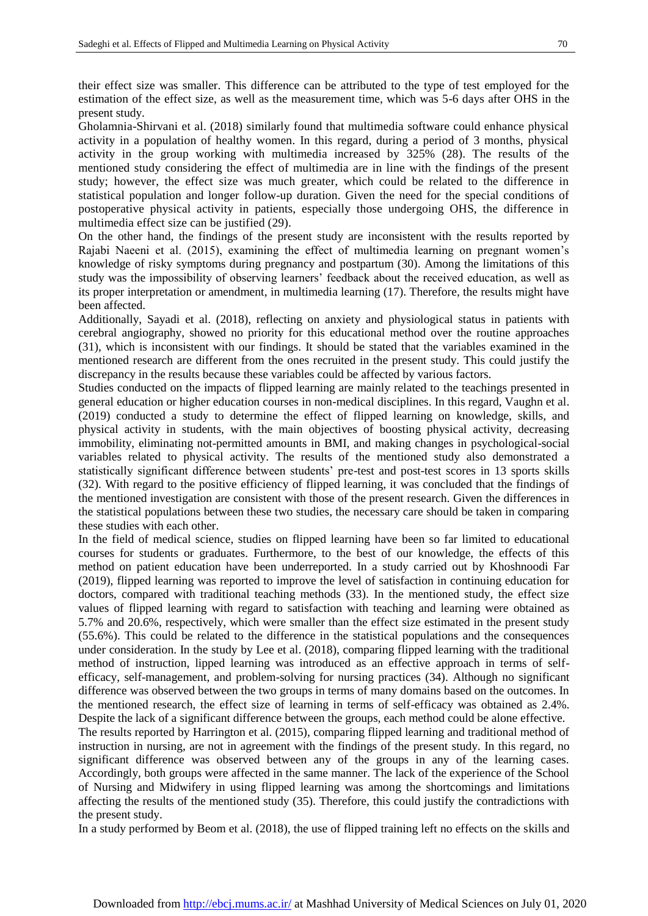their effect size was smaller. This difference can be attributed to the type of test employed for the estimation of the effect size, as well as the measurement time, which was 5-6 days after OHS in the present study.

Gholamnia-Shirvani et al. (2018) similarly found that multimedia software could enhance physical activity in a population of healthy women. In this regard, during a period of 3 months, physical activity in the group working with multimedia increased by 325% (28). The results of the mentioned study considering the effect of multimedia are in line with the findings of the present study; however, the effect size was much greater, which could be related to the difference in statistical population and longer follow-up duration. Given the need for the special conditions of postoperative physical activity in patients, especially those undergoing OHS, the difference in multimedia effect size can be justified (29).

On the other hand, the findings of the present study are inconsistent with the results reported by Rajabi Naeeni et al. (2015), examining the effect of multimedia learning on pregnant women's knowledge of risky symptoms during pregnancy and postpartum (30). Among the limitations of this study was the impossibility of observing learners' feedback about the received education, as well as its proper interpretation or amendment, in multimedia learning (17). Therefore, the results might have been affected.

Additionally, Sayadi et al. (2018), reflecting on anxiety and physiological status in patients with cerebral angiography, showed no priority for this educational method over the routine approaches (31), which is inconsistent with our findings. It should be stated that the variables examined in the mentioned research are different from the ones recruited in the present study. This could justify the discrepancy in the results because these variables could be affected by various factors.

Studies conducted on the impacts of flipped learning are mainly related to the teachings presented in general education or higher education courses in non-medical disciplines. In this regard, Vaughn et al. (2019) conducted a study to determine the effect of flipped learning on knowledge, skills, and physical activity in students, with the main objectives of boosting physical activity, decreasing immobility, eliminating not-permitted amounts in BMI, and making changes in psychological-social variables related to physical activity. The results of the mentioned study also demonstrated a statistically significant difference between students' pre-test and post-test scores in 13 sports skills (32). With regard to the positive efficiency of flipped learning, it was concluded that the findings of the mentioned investigation are consistent with those of the present research. Given the differences in the statistical populations between these two studies, the necessary care should be taken in comparing these studies with each other.

In the field of medical science, studies on flipped learning have been so far limited to educational courses for students or graduates. Furthermore, to the best of our knowledge, the effects of this method on patient education have been underreported. In a study carried out by Khoshnoodi Far (2019), flipped learning was reported to improve the level of satisfaction in continuing education for doctors, compared with traditional teaching methods (33). In the mentioned study, the effect size values of flipped learning with regard to satisfaction with teaching and learning were obtained as 5.7% and 20.6%, respectively, which were smaller than the effect size estimated in the present study (55.6%). This could be related to the difference in the statistical populations and the consequences under consideration. In the study by Lee et al. (2018), comparing flipped learning with the traditional method of instruction, lipped learning was introduced as an effective approach in terms of self-efficacy, self-management, and problem-solving for nursing practices (34). Although no significant difference was observed between the two groups in terms of many domains based on the outcomes. In the mentioned research, the effect size of learning in terms of self-efficacy was obtained as 2.4%. Despite the lack of a significant difference between the groups, each method could be alone effective.

The results reported by Harrington et al. (2015), comparing flipped learning and traditional method of instruction in nursing, are not in agreement with the findings of the present study. In this regard, no significant difference was observed between any of the groups in any of the learning cases. Accordingly, both groups were affected in the same manner. The lack of the experience of the School of Nursing and Midwifery in using flipped learning was among the shortcomings and limitations affecting the results of the mentioned study (35). Therefore, this could justify the contradictions with the present study.

In a study performed by Beom et al. (2018), the use of flipped training left no effects on the skills and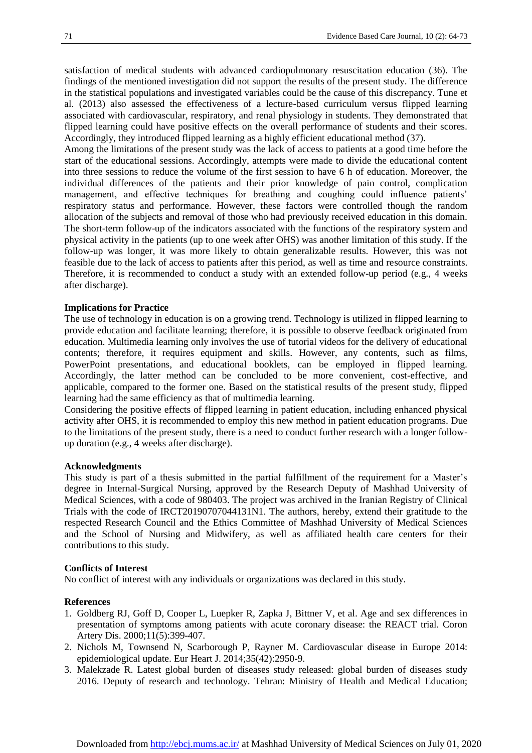satisfaction of medical students with advanced cardiopulmonary resuscitation education (36). The findings of the mentioned investigation did not support the results of the present study. The difference in the statistical populations and investigated variables could be the cause of this discrepancy. Tune et al. (2013) also assessed the effectiveness of a lecture-based curriculum versus flipped learning associated with cardiovascular, respiratory, and renal physiology in students. They demonstrated that flipped learning could have positive effects on the overall performance of students and their scores. Accordingly, they introduced flipped learning as a highly efficient educational method (37).

Among the limitations of the present study was the lack of access to patients at a good time before the start of the educational sessions. Accordingly, attempts were made to divide the educational content into three sessions to reduce the volume of the first session to have 6 h of education. Moreover, the individual differences of the patients and their prior knowledge of pain control, complication management, and effective techniques for breathing and coughing could influence patients' respiratory status and performance. However, these factors were controlled though the random allocation of the subjects and removal of those who had previously received education in this domain. The short-term follow-up of the indicators associated with the functions of the respiratory system and physical activity in the patients (up to one week after OHS) was another limitation of this study. If the follow-up was longer, it was more likely to obtain generalizable results. However, this was not feasible due to the lack of access to patients after this period, as well as time and resource constraints. Therefore, it is recommended to conduct a study with an extended follow-up period (e.g., 4 weeks after discharge).

**Implications for Practice**

The use of technology in education is on a growing trend. Technology is utilized in flipped learning to provide education and facilitate learning; therefore, it is possible to observe feedback originated from education. Multimedia learning only involves the use of tutorial videos for the delivery of educational contents; therefore, it requires equipment and skills. However, any contents, such as films, PowerPoint presentations, and educational booklets, can be employed in flipped learning. Accordingly, the latter method can be concluded to be more convenient, cost-effective, and applicable, compared to the former one. Based on the statistical results of the present study, flipped learning had the same efficiency as that of multimedia learning.

Considering the positive effects of flipped learning in patient education, including enhanced physical activity after OHS, it is recommended to employ this new method in patient education programs. Due to the limitations of the present study, there is a need to conduct further research with a longer follow-up duration (e.g., 4 weeks after discharge).

**Acknowledgments**

This study is part of a thesis submitted in the partial fulfillment of the requirement for a Master's degree in Internal-Surgical Nursing, approved by the Research Deputy of Mashhad University of Medical Sciences, with a code of 980403. The project was archived in the Iranian Registry of Clinical Trials with the code of IRCT20190707044131N1. The authors, hereby, extend their gratitude to the respected Research Council and the Ethics Committee of Mashhad University of Medical Sciences and the School of Nursing and Midwifery, as well as affiliated health care centers for their contributions to this study.

**Conflicts of Interest**

No conflict of interest with any individuals or organizations was declared in this study.

**References**

1. Goldberg RJ, Goff D, Cooper L, Luepker R, Zapka J, Bittner V, et al. Age and sex differences in presentation of symptoms among patients with acute coronary disease: the REACT trial. Coron Artery Dis. 2000;11(5):399-407.
2. Nichols M, Townsend N, Scarborough P, Rayner M. Cardiovascular disease in Europe 2014: epidemiological update. Eur Heart J. 2014;35(42):2950-9.
3. Malekzade R. Latest global burden of diseases study released: global burden of diseases study 2016. Deputy of research and technology. Tehran: Ministry of Health and Medical Education;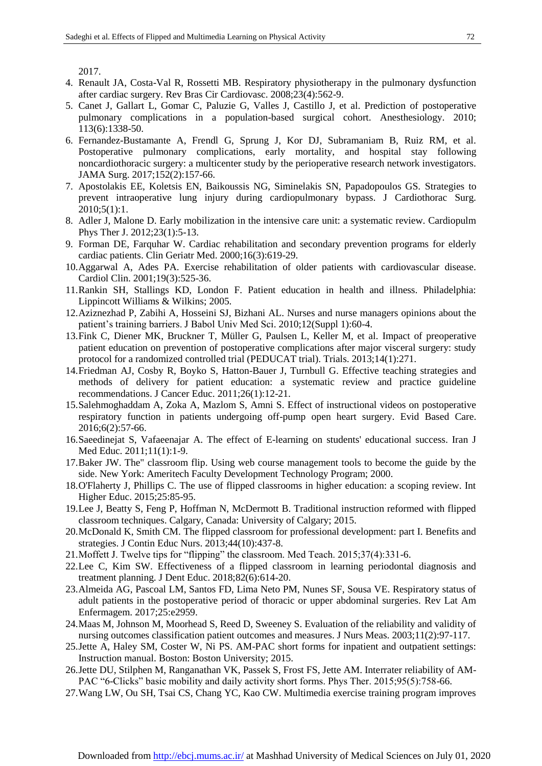2017.

4. Renault JA, Costa-Val R, Rossetti MB. Respiratory physiotherapy in the pulmonary dysfunction after cardiac surgery. Rev Bras Cir Cardiovasc. 2008;23(4):562-9.
5. Canet J, Gallart L, Gomar C, Paluzie G, Valles J, Castillo J, et al. Prediction of postoperative pulmonary complications in a population-based surgical cohort. Anesthesiology. 2010; 113(6):1338-50.
6. Fernandez-Bustamante A, Frendl G, Sprung J, Kor DJ, Subramaniam B, Ruiz RM, et al. Postoperative pulmonary complications, early mortality, and hospital stay following noncardiothoracic surgery: a multicenter study by the perioperative research network investigators. JAMA Surg. 2017;152(2):157-66.
7. Apostolakis EE, Koletsis EN, Baikoussis NG, Siminelakis SN, Papadopoulos GS. Strategies to prevent intraoperative lung injury during cardiopulmonary bypass. J Cardiothorac Surg. 2010;5(1):1.
8. Adler J, Malone D. Early mobilization in the intensive care unit: a systematic review. Cardiopulm Phys Ther J. 2012;23(1):5-13.
9. Forman DE, Farquhar W. Cardiac rehabilitation and secondary prevention programs for elderly cardiac patients. Clin Geriatr Med. 2000;16(3):619-29.
10. Aggarwal A, Ades PA. Exercise rehabilitation of older patients with cardiovascular disease. Cardiol Clin. 2001;19(3):525-36.
11. Rankin SH, Stallings KD, London F. Patient education in health and illness. Philadelphia: Lippincott Williams & Wilkins; 2005.
12. Aziznezhad P, Zabihi A, Hosseini SJ, Bizhani AL. Nurses and nurse managers opinions about the patient's training barriers. J Babol Univ Med Sci. 2010;12(Suppl 1):60-4.
13. Fink C, Diener MK, Bruckner T, Müller G, Paulsen L, Keller M, et al. Impact of preoperative patient education on prevention of postoperative complications after major visceral surgery: study protocol for a randomized controlled trial (PEDUCAT trial). Trials. 2013;14(1):271.
14. Friedman AJ, Cosby R, Boyko S, Hatton-Bauer J, Turnbull G. Effective teaching strategies and methods of delivery for patient education: a systematic review and practice guideline recommendations. J Cancer Educ. 2011;26(1):12-21.
15. Salehmoghaddam A, Zoka A, Mazlom S, Amni S. Effect of instructional videos on postoperative respiratory function in patients undergoing off-pump open heart surgery. Evid Based Care. 2016;6(2):57-66.
16. Saeedinejat S, Vafaeenajar A. The effect of E-learning on students' educational success. Iran J Med Educ. 2011;11(1):1-9.
17. Baker JW. The" classroom flip. Using web course management tools to become the guide by the side. New York: Ameritech Faculty Development Technology Program; 2000.
18. O'Flaherty J, Phillips C. The use of flipped classrooms in higher education: a scoping review. Int Higher Educ. 2015;25:85-95.
19. Lee J, Beatty S, Feng P, Hoffman N, McDermott B. Traditional instruction reformed with flipped classroom techniques. Calgary, Canada: University of Calgary; 2015.
20. McDonald K, Smith CM. The flipped classroom for professional development: part I. Benefits and strategies. J Contin Educ Nurs. 2013;44(10):437-8.
21. Moffett J. Twelve tips for "flipping" the classroom. Med Teach. 2015;37(4):331-6.
22. Lee C, Kim SW. Effectiveness of a flipped classroom in learning periodontal diagnosis and treatment planning. J Dent Educ. 2018;82(6):614-20.
23. Almeida AG, Pascoal LM, Santos FD, Lima Neto PM, Nunes SF, Sousa VE. Respiratory status of adult patients in the postoperative period of thoracic or upper abdominal surgeries. Rev Lat Am Enfermagem. 2017;25:e2959.
24. Maas M, Johnson M, Moorhead S, Reed D, Sweeney S. Evaluation of the reliability and validity of nursing outcomes classification patient outcomes and measures. J Nurs Meas. 2003;11(2):97-117.
25. Jette A, Haley SM, Coster W, Ni PS. AM-PAC short forms for inpatient and outpatient settings: Instruction manual. Boston: Boston University; 2015.
26. Jette DU, Stilphen M, Ranganathan VK, Passek S, Frost FS, Jette AM. Interrater reliability of AM-PAC "6-Clicks" basic mobility and daily activity short forms. Phys Ther. 2015;95(5):758-66.
27. Wang LW, Ou SH, Tsai CS, Chang YC, Kao CW. Multimedia exercise training program improves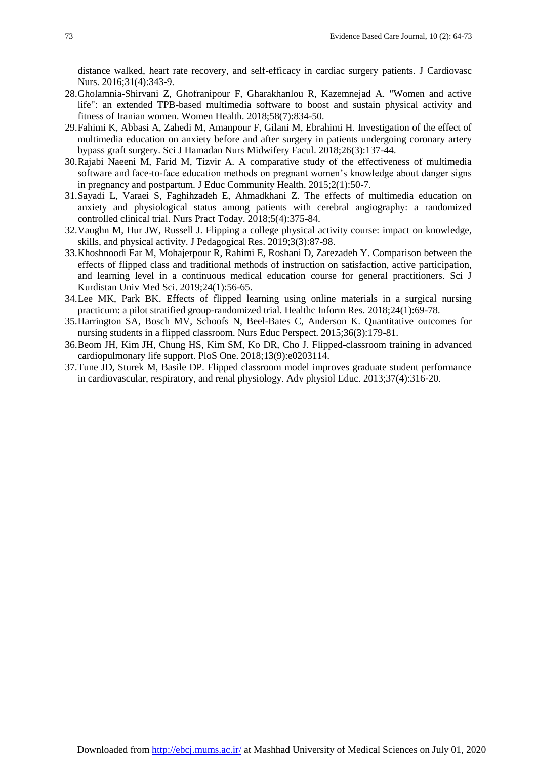distance walked, heart rate recovery, and self-efficacy in cardiac surgery patients. J Cardiovasc Nurs. 2016;31(4):343-9.

28. Gholamnia-Shirvani Z, Ghofranipour F, Gharakhanlou R, Kazemnejad A. "Women and active life": an extended TPB-based multimedia software to boost and sustain physical activity and fitness of Iranian women. Women Health. 2018;58(7):834-50.
29. Fahimi K, Abbasi A, Zahedi M, Amanpour F, Gilani M, Ebrahimi H. Investigation of the effect of multimedia education on anxiety before and after surgery in patients undergoing coronary artery bypass graft surgery. Sci J Hamadan Nurs Midwifery Facul. 2018;26(3):137-44.
30. Rajabi Naeeni M, Farid M, Tizvir A. A comparative study of the effectiveness of multimedia software and face-to-face education methods on pregnant women's knowledge about danger signs in pregnancy and postpartum. J Educ Community Health. 2015;2(1):50-7.
31. Sayadi L, Varaei S, Faghihzadeh E, Ahmadkhani Z. The effects of multimedia education on anxiety and physiological status among patients with cerebral angiography: a randomized controlled clinical trial. Nurs Pract Today. 2018;5(4):375-84.
32. Vaughn M, Hur JW, Russell J. Flipping a college physical activity course: impact on knowledge, skills, and physical activity. J Pedagogical Res. 2019;3(3):87-98.
33. Khoshnoodi Far M, Mohajerpour R, Rahimi E, Roshani D, Zarezadeh Y. Comparison between the effects of flipped class and traditional methods of instruction on satisfaction, active participation, and learning level in a continuous medical education course for general practitioners. Sci J Kurdistan Univ Med Sci. 2019;24(1):56-65.
34. Lee MK, Park BK. Effects of flipped learning using online materials in a surgical nursing practicum: a pilot stratified group-randomized trial. Healthc Inform Res. 2018;24(1):69-78.
35. Harrington SA, Bosch MV, Schoofs N, Beel-Bates C, Anderson K. Quantitative outcomes for nursing students in a flipped classroom. Nurs Educ Perspect. 2015;36(3):179-81.
36. Beom JH, Kim JH, Chung HS, Kim SM, Ko DR, Cho J. Flipped-classroom training in advanced cardiopulmonary life support. PloS One. 2018;13(9):e0203114.
37. Tune JD, Sturek M, Basile DP. Flipped classroom model improves graduate student performance in cardiovascular, respiratory, and renal physiology. Adv physiol Educ. 2013;37(4):316-20.